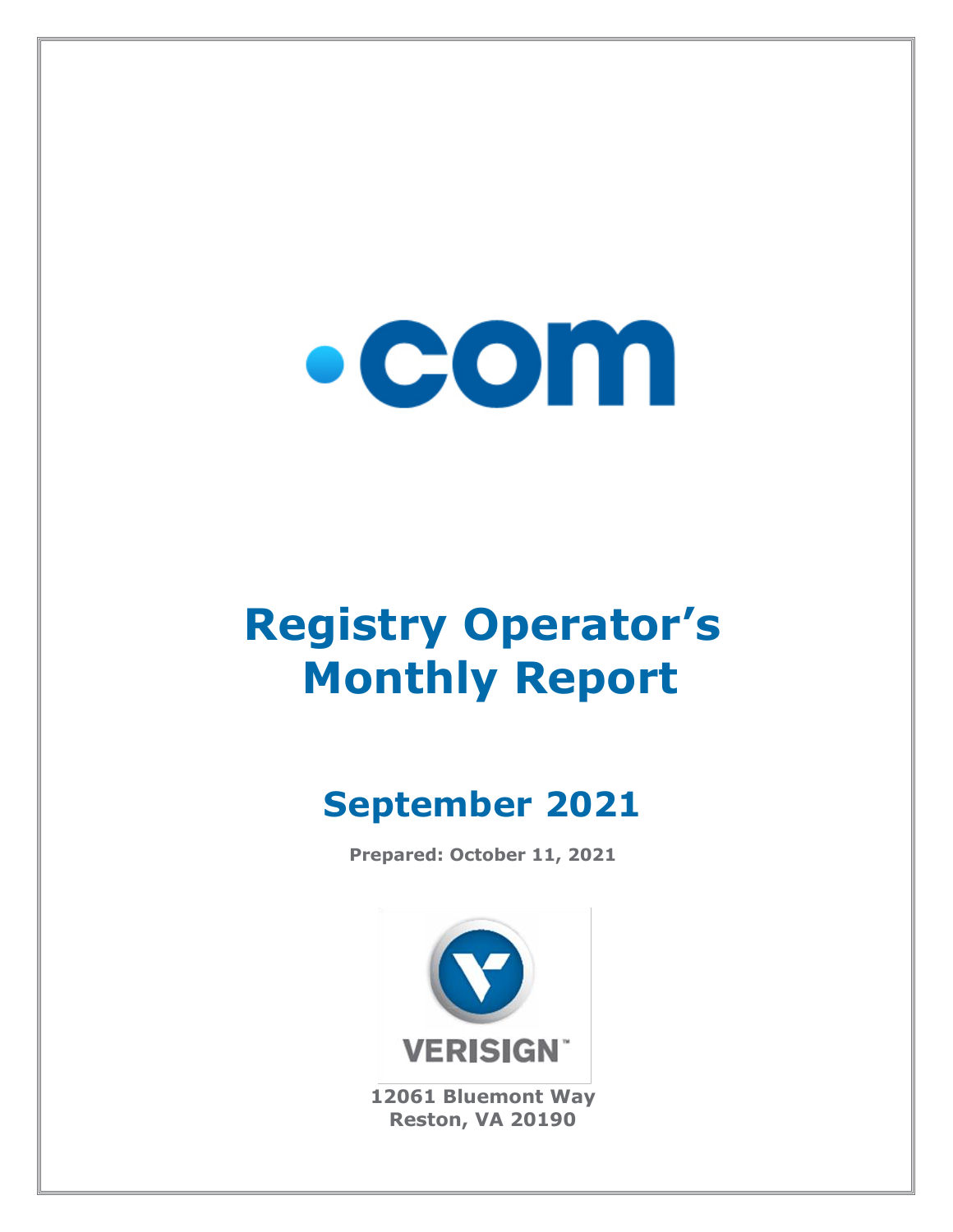.com

# Registry Operator's Monthly Report

## September 2021

**Prepared: October 11, 2021**

VERISIGN

**12061 Bluemont Way**
**Reston, VA 20190**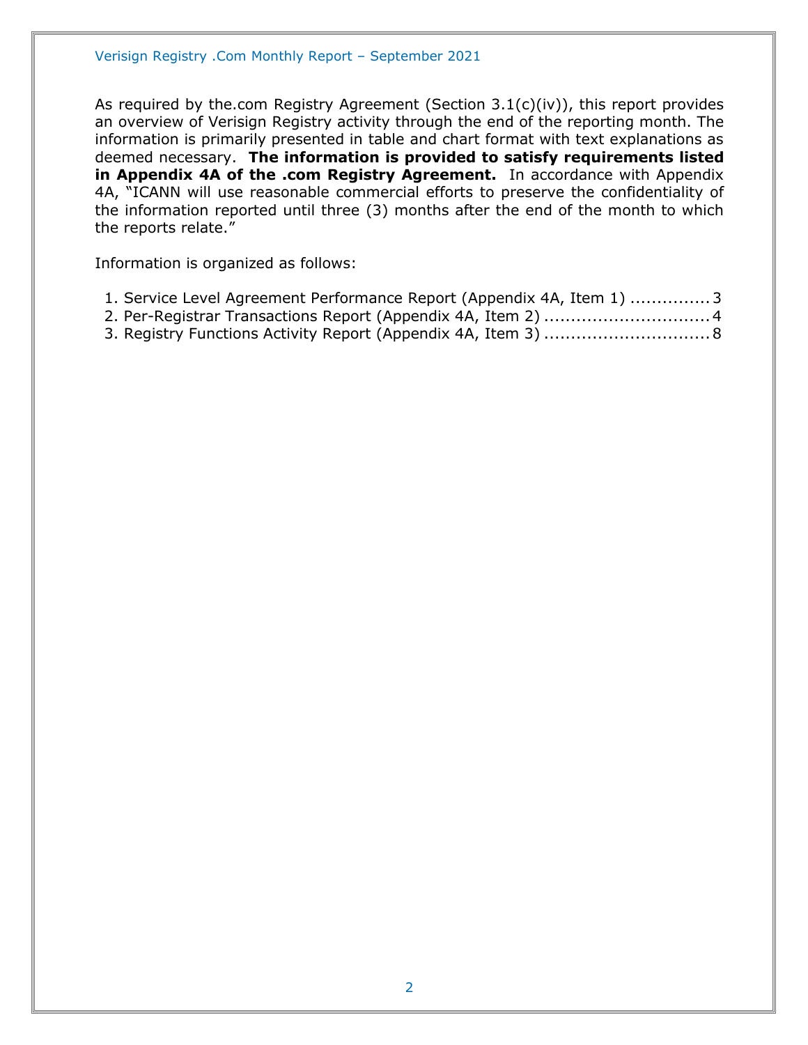As required by the.com Registry Agreement (Section 3.1(c)(iv)), this report provides an overview of Verisign Registry activity through the end of the reporting month. The information is primarily presented in table and chart format with text explanations as deemed necessary. **The information is provided to satisfy requirements listed in Appendix 4A of the .com Registry Agreement.** In accordance with Appendix 4A, "ICANN will use reasonable commercial efforts to preserve the confidentiality of the information reported until three (3) months after the end of the month to which the reports relate."

Information is organized as follows:

1. Service Level Agreement Performance Report (Appendix 4A, Item 1) ............... 3
2. Per-Registrar Transactions Report (Appendix 4A, Item 2) ............................... 4
3. Registry Functions Activity Report (Appendix 4A, Item 3) ............................... 8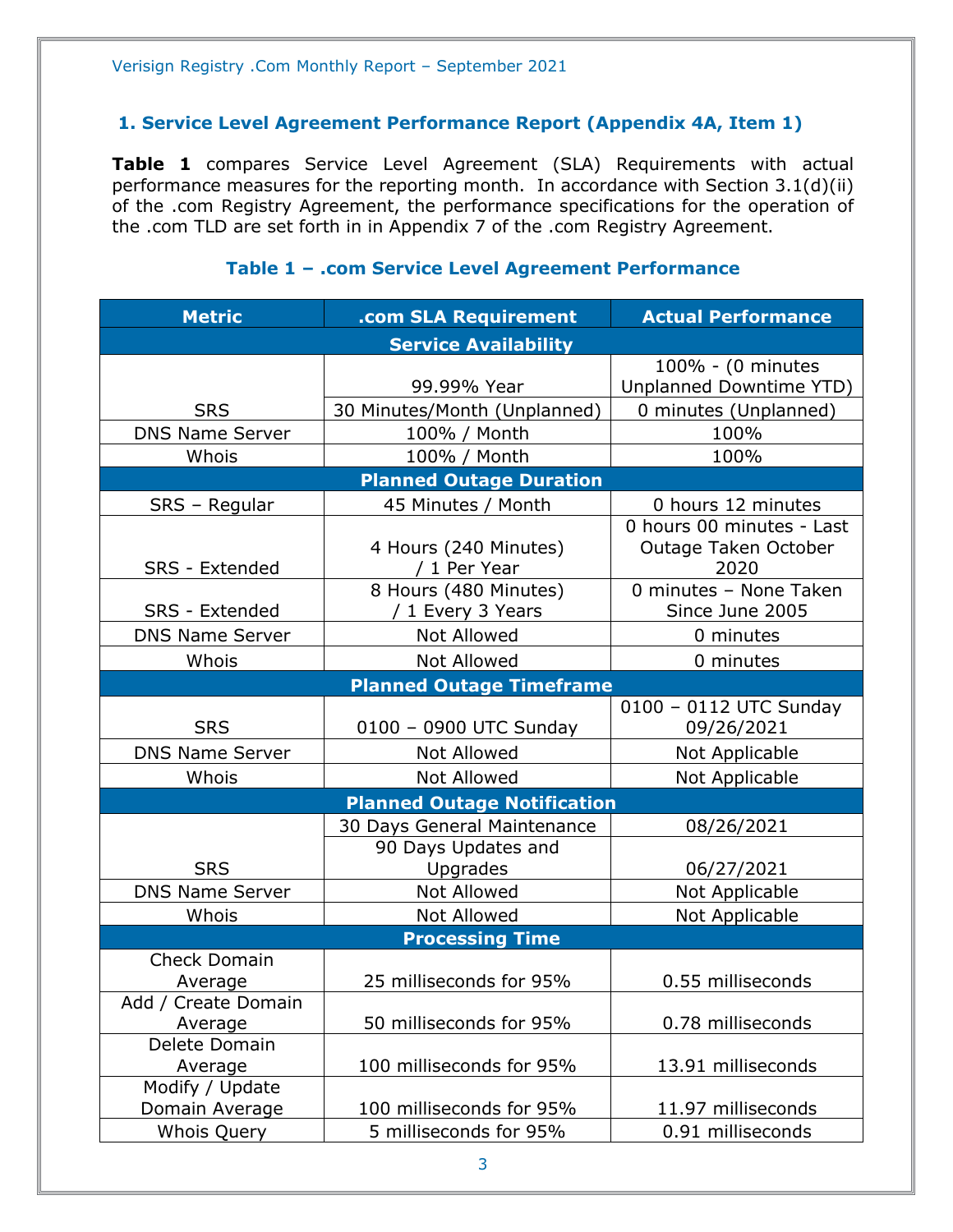## 1. Service Level Agreement Performance Report (Appendix 4A, Item 1)

**Table 1** compares Service Level Agreement (SLA) Requirements with actual performance measures for the reporting month. In accordance with Section 3.1(d)(ii) of the .com Registry Agreement, the performance specifications for the operation of the .com TLD are set forth in in Appendix 7 of the .com Registry Agreement.

### Table 1 – .com Service Level Agreement Performance

| Metric | .com SLA Requirement | Actual Performance |
|---|---|---|
| **Service Availability** | | |
| SRS | 99.99% Year | 100% - (0 minutes Unplanned Downtime YTD) |
| | 30 Minutes/Month (Unplanned) | 0 minutes (Unplanned) |
| DNS Name Server | 100% / Month | 100% |
| Whois | 100% / Month | 100% |
| **Planned Outage Duration** | | |
| SRS – Regular | 45 Minutes / Month | 0 hours 12 minutes |
| SRS - Extended | 4 Hours (240 Minutes) / 1 Per Year | 0 hours 00 minutes - Last Outage Taken October 2020 |
| SRS - Extended | 8 Hours (480 Minutes) / 1 Every 3 Years | 0 minutes – None Taken Since June 2005 |
| DNS Name Server | Not Allowed | 0 minutes |
| Whois | Not Allowed | 0 minutes |
| **Planned Outage Timeframe** | | |
| SRS | 0100 – 0900 UTC Sunday | 0100 – 0112 UTC Sunday 09/26/2021 |
| DNS Name Server | Not Allowed | Not Applicable |
| Whois | Not Allowed | Not Applicable |
| **Planned Outage Notification** | | |
| SRS | 30 Days General Maintenance | 08/26/2021 |
| | 90 Days Updates and Upgrades | 06/27/2021 |
| DNS Name Server | Not Allowed | Not Applicable |
| Whois | Not Allowed | Not Applicable |
| **Processing Time** | | |
| Check Domain Average | 25 milliseconds for 95% | 0.55 milliseconds |
| Add / Create Domain Average | 50 milliseconds for 95% | 0.78 milliseconds |
| Delete Domain Average | 100 milliseconds for 95% | 13.91 milliseconds |
| Modify / Update Domain Average | 100 milliseconds for 95% | 11.97 milliseconds |
| Whois Query | 5 milliseconds for 95% | 0.91 milliseconds |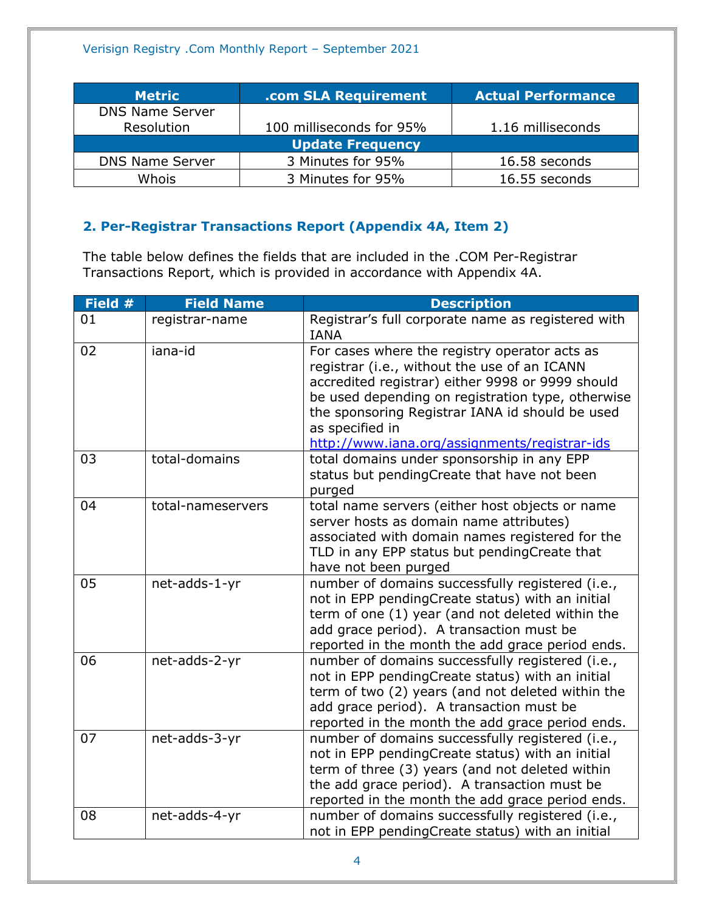| Metric | .com SLA Requirement | Actual Performance |
|---|---|---|
| DNS Name Server Resolution | 100 milliseconds for 95% | 1.16 milliseconds |
| **Update Frequency** | | |
| DNS Name Server | 3 Minutes for 95% | 16.58 seconds |
| Whois | 3 Minutes for 95% | 16.55 seconds |

### 2. Per-Registrar Transactions Report (Appendix 4A, Item 2)

The table below defines the fields that are included in the .COM Per-Registrar Transactions Report, which is provided in accordance with Appendix 4A.

| Field # | Field Name | Description |
|---|---|---|
| 01 | registrar-name | Registrar's full corporate name as registered with IANA |
| 02 | iana-id | For cases where the registry operator acts as registrar (i.e., without the use of an ICANN accredited registrar) either 9998 or 9999 should be used depending on registration type, otherwise the sponsoring Registrar IANA id should be used as specified in http://www.iana.org/assignments/registrar-ids |
| 03 | total-domains | total domains under sponsorship in any EPP status but pendingCreate that have not been purged |
| 04 | total-nameservers | total name servers (either host objects or name server hosts as domain name attributes) associated with domain names registered for the TLD in any EPP status but pendingCreate that have not been purged |
| 05 | net-adds-1-yr | number of domains successfully registered (i.e., not in EPP pendingCreate status) with an initial term of one (1) year (and not deleted within the add grace period). A transaction must be reported in the month the add grace period ends. |
| 06 | net-adds-2-yr | number of domains successfully registered (i.e., not in EPP pendingCreate status) with an initial term of two (2) years (and not deleted within the add grace period). A transaction must be reported in the month the add grace period ends. |
| 07 | net-adds-3-yr | number of domains successfully registered (i.e., not in EPP pendingCreate status) with an initial term of three (3) years (and not deleted within the add grace period). A transaction must be reported in the month the add grace period ends. |
| 08 | net-adds-4-yr | number of domains successfully registered (i.e., not in EPP pendingCreate status) with an initial |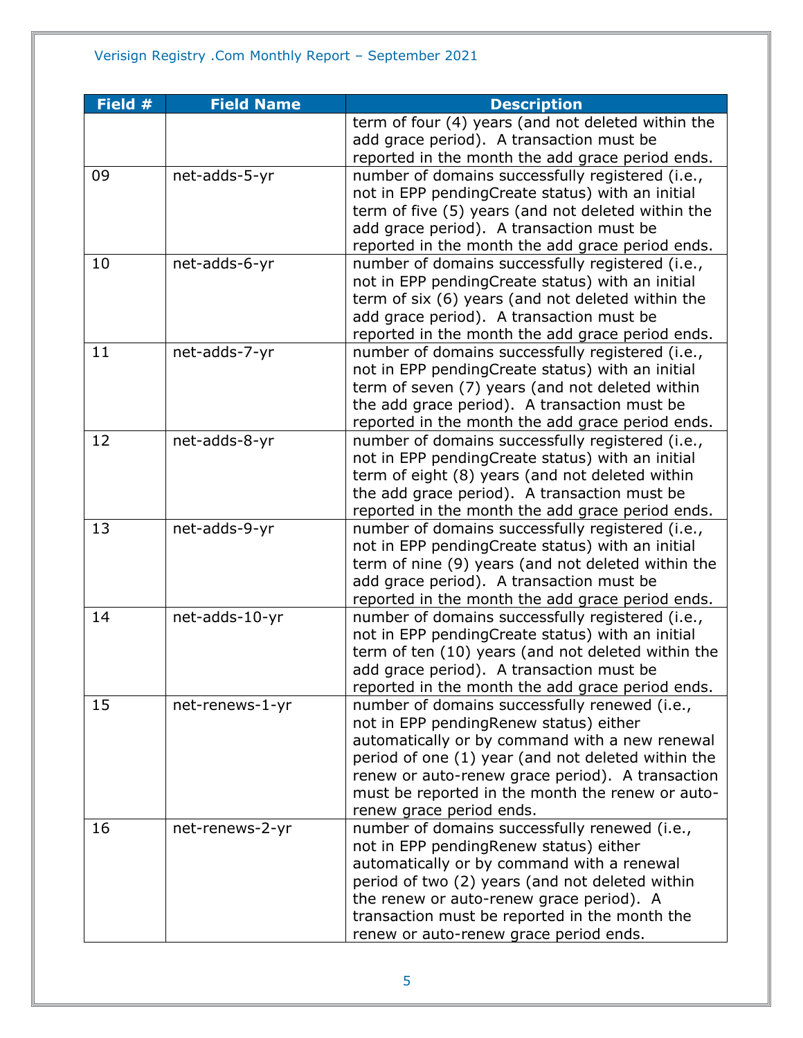| Field # | Field Name | Description |
|---|---|---|
| | | term of four (4) years (and not deleted within the add grace period). A transaction must be reported in the month the add grace period ends. |
| 09 | net-adds-5-yr | number of domains successfully registered (i.e., not in EPP pendingCreate status) with an initial term of five (5) years (and not deleted within the add grace period). A transaction must be reported in the month the add grace period ends. |
| 10 | net-adds-6-yr | number of domains successfully registered (i.e., not in EPP pendingCreate status) with an initial term of six (6) years (and not deleted within the add grace period). A transaction must be reported in the month the add grace period ends. |
| 11 | net-adds-7-yr | number of domains successfully registered (i.e., not in EPP pendingCreate status) with an initial term of seven (7) years (and not deleted within the add grace period). A transaction must be reported in the month the add grace period ends. |
| 12 | net-adds-8-yr | number of domains successfully registered (i.e., not in EPP pendingCreate status) with an initial term of eight (8) years (and not deleted within the add grace period). A transaction must be reported in the month the add grace period ends. |
| 13 | net-adds-9-yr | number of domains successfully registered (i.e., not in EPP pendingCreate status) with an initial term of nine (9) years (and not deleted within the add grace period). A transaction must be reported in the month the add grace period ends. |
| 14 | net-adds-10-yr | number of domains successfully registered (i.e., not in EPP pendingCreate status) with an initial term of ten (10) years (and not deleted within the add grace period). A transaction must be reported in the month the add grace period ends. |
| 15 | net-renews-1-yr | number of domains successfully renewed (i.e., not in EPP pendingRenew status) either automatically or by command with a new renewal period of one (1) year (and not deleted within the renew or auto-renew grace period). A transaction must be reported in the month the renew or auto-renew grace period ends. |
| 16 | net-renews-2-yr | number of domains successfully renewed (i.e., not in EPP pendingRenew status) either automatically or by command with a renewal period of two (2) years (and not deleted within the renew or auto-renew grace period). A transaction must be reported in the month the renew or auto-renew grace period ends. |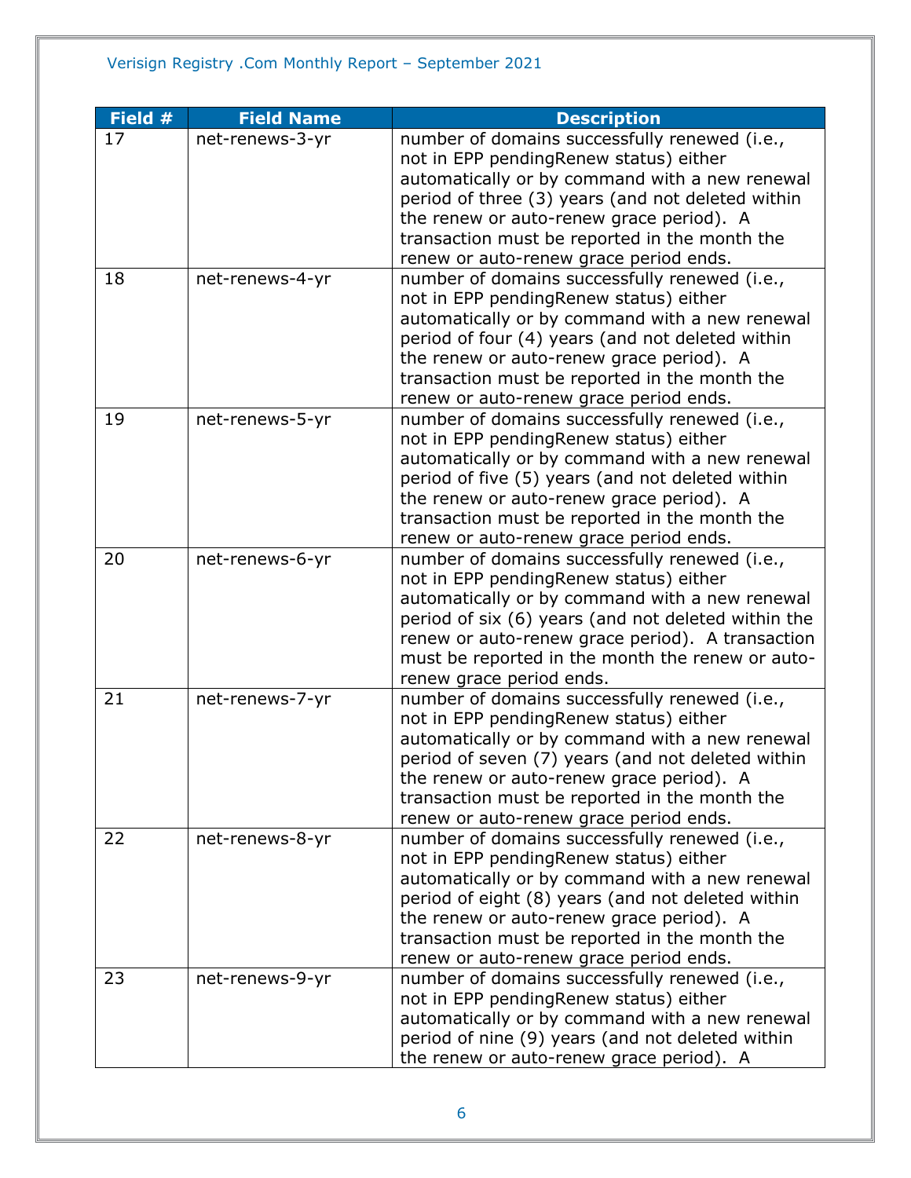| Field # | Field Name | Description |
| --- | --- | --- |
| 17 | net-renews-3-yr | number of domains successfully renewed (i.e., not in EPP pendingRenew status) either automatically or by command with a new renewal period of three (3) years (and not deleted within the renew or auto-renew grace period). A transaction must be reported in the month the renew or auto-renew grace period ends. |
| 18 | net-renews-4-yr | number of domains successfully renewed (i.e., not in EPP pendingRenew status) either automatically or by command with a new renewal period of four (4) years (and not deleted within the renew or auto-renew grace period). A transaction must be reported in the month the renew or auto-renew grace period ends. |
| 19 | net-renews-5-yr | number of domains successfully renewed (i.e., not in EPP pendingRenew status) either automatically or by command with a new renewal period of five (5) years (and not deleted within the renew or auto-renew grace period). A transaction must be reported in the month the renew or auto-renew grace period ends. |
| 20 | net-renews-6-yr | number of domains successfully renewed (i.e., not in EPP pendingRenew status) either automatically or by command with a new renewal period of six (6) years (and not deleted within the renew or auto-renew grace period). A transaction must be reported in the month the renew or auto-renew grace period ends. |
| 21 | net-renews-7-yr | number of domains successfully renewed (i.e., not in EPP pendingRenew status) either automatically or by command with a new renewal period of seven (7) years (and not deleted within the renew or auto-renew grace period). A transaction must be reported in the month the renew or auto-renew grace period ends. |
| 22 | net-renews-8-yr | number of domains successfully renewed (i.e., not in EPP pendingRenew status) either automatically or by command with a new renewal period of eight (8) years (and not deleted within the renew or auto-renew grace period). A transaction must be reported in the month the renew or auto-renew grace period ends. |
| 23 | net-renews-9-yr | number of domains successfully renewed (i.e., not in EPP pendingRenew status) either automatically or by command with a new renewal period of nine (9) years (and not deleted within the renew or auto-renew grace period). A |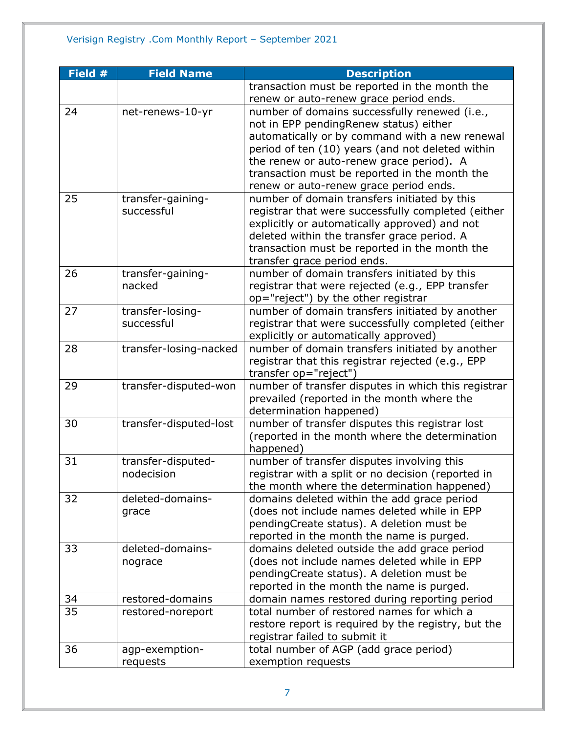| Field # | Field Name | Description |
|---|---|---|
| | | transaction must be reported in the month the renew or auto-renew grace period ends. |
| 24 | net-renews-10-yr | number of domains successfully renewed (i.e., not in EPP pendingRenew status) either automatically or by command with a new renewal period of ten (10) years (and not deleted within the renew or auto-renew grace period). A transaction must be reported in the month the renew or auto-renew grace period ends. |
| 25 | transfer-gaining-successful | number of domain transfers initiated by this registrar that were successfully completed (either explicitly or automatically approved) and not deleted within the transfer grace period. A transaction must be reported in the month the transfer grace period ends. |
| 26 | transfer-gaining-nacked | number of domain transfers initiated by this registrar that were rejected (e.g., EPP transfer op="reject") by the other registrar |
| 27 | transfer-losing-successful | number of domain transfers initiated by another registrar that were successfully completed (either explicitly or automatically approved) |
| 28 | transfer-losing-nacked | number of domain transfers initiated by another registrar that this registrar rejected (e.g., EPP transfer op="reject") |
| 29 | transfer-disputed-won | number of transfer disputes in which this registrar prevailed (reported in the month where the determination happened) |
| 30 | transfer-disputed-lost | number of transfer disputes this registrar lost (reported in the month where the determination happened) |
| 31 | transfer-disputed-nodecision | number of transfer disputes involving this registrar with a split or no decision (reported in the month where the determination happened) |
| 32 | deleted-domains-grace | domains deleted within the add grace period (does not include names deleted while in EPP pendingCreate status). A deletion must be reported in the month the name is purged. |
| 33 | deleted-domains-nograce | domains deleted outside the add grace period (does not include names deleted while in EPP pendingCreate status). A deletion must be reported in the month the name is purged. |
| 34 | restored-domains | domain names restored during reporting period |
| 35 | restored-noreport | total number of restored names for which a restore report is required by the registry, but the registrar failed to submit it |
| 36 | agp-exemption-requests | total number of AGP (add grace period) exemption requests |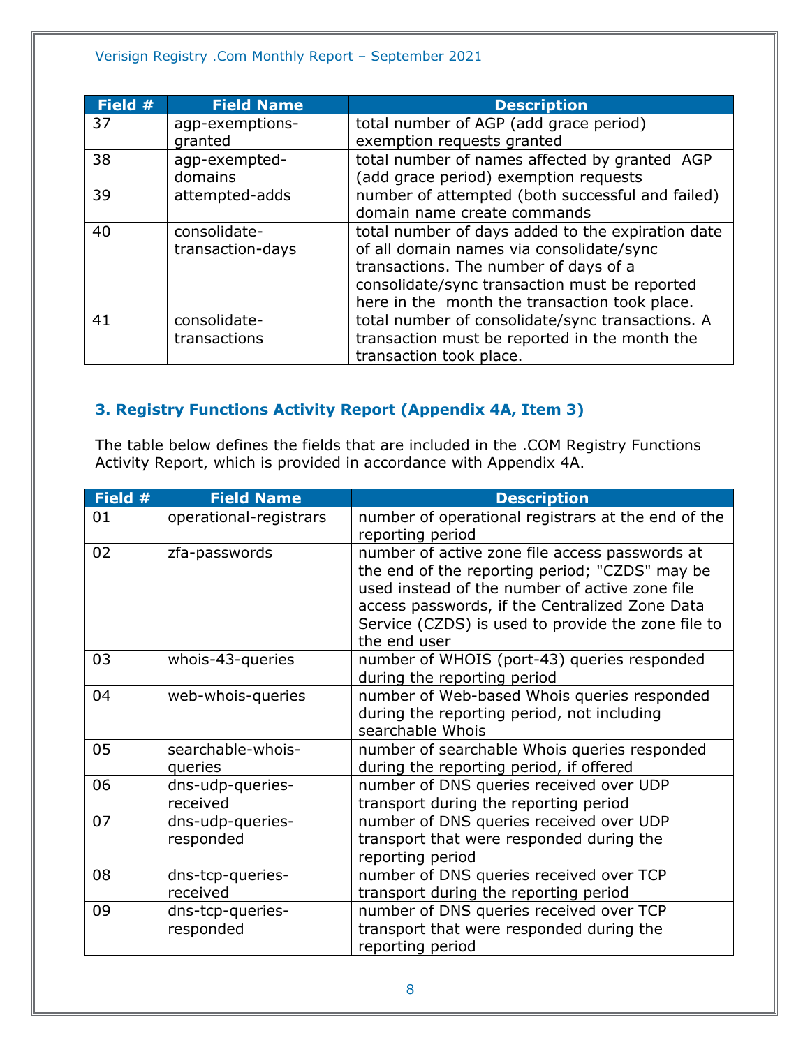| Field # | Field Name | Description |
| --- | --- | --- |
| 37 | agp-exemptions-granted | total number of AGP (add grace period) exemption requests granted |
| 38 | agp-exempted-domains | total number of names affected by granted AGP (add grace period) exemption requests |
| 39 | attempted-adds | number of attempted (both successful and failed) domain name create commands |
| 40 | consolidate-transaction-days | total number of days added to the expiration date of all domain names via consolidate/sync transactions. The number of days of a consolidate/sync transaction must be reported here in the month the transaction took place. |
| 41 | consolidate-transactions | total number of consolidate/sync transactions. A transaction must be reported in the month the transaction took place. |

### 3. Registry Functions Activity Report (Appendix 4A, Item 3)

The table below defines the fields that are included in the .COM Registry Functions Activity Report, which is provided in accordance with Appendix 4A.

| Field # | Field Name | Description |
| --- | --- | --- |
| 01 | operational-registrars | number of operational registrars at the end of the reporting period |
| 02 | zfa-passwords | number of active zone file access passwords at the end of the reporting period; "CZDS" may be used instead of the number of active zone file access passwords, if the Centralized Zone Data Service (CZDS) is used to provide the zone file to the end user |
| 03 | whois-43-queries | number of WHOIS (port-43) queries responded during the reporting period |
| 04 | web-whois-queries | number of Web-based Whois queries responded during the reporting period, not including searchable Whois |
| 05 | searchable-whois-queries | number of searchable Whois queries responded during the reporting period, if offered |
| 06 | dns-udp-queries-received | number of DNS queries received over UDP transport during the reporting period |
| 07 | dns-udp-queries-responded | number of DNS queries received over UDP transport that were responded during the reporting period |
| 08 | dns-tcp-queries-received | number of DNS queries received over TCP transport during the reporting period |
| 09 | dns-tcp-queries-responded | number of DNS queries received over TCP transport that were responded during the reporting period |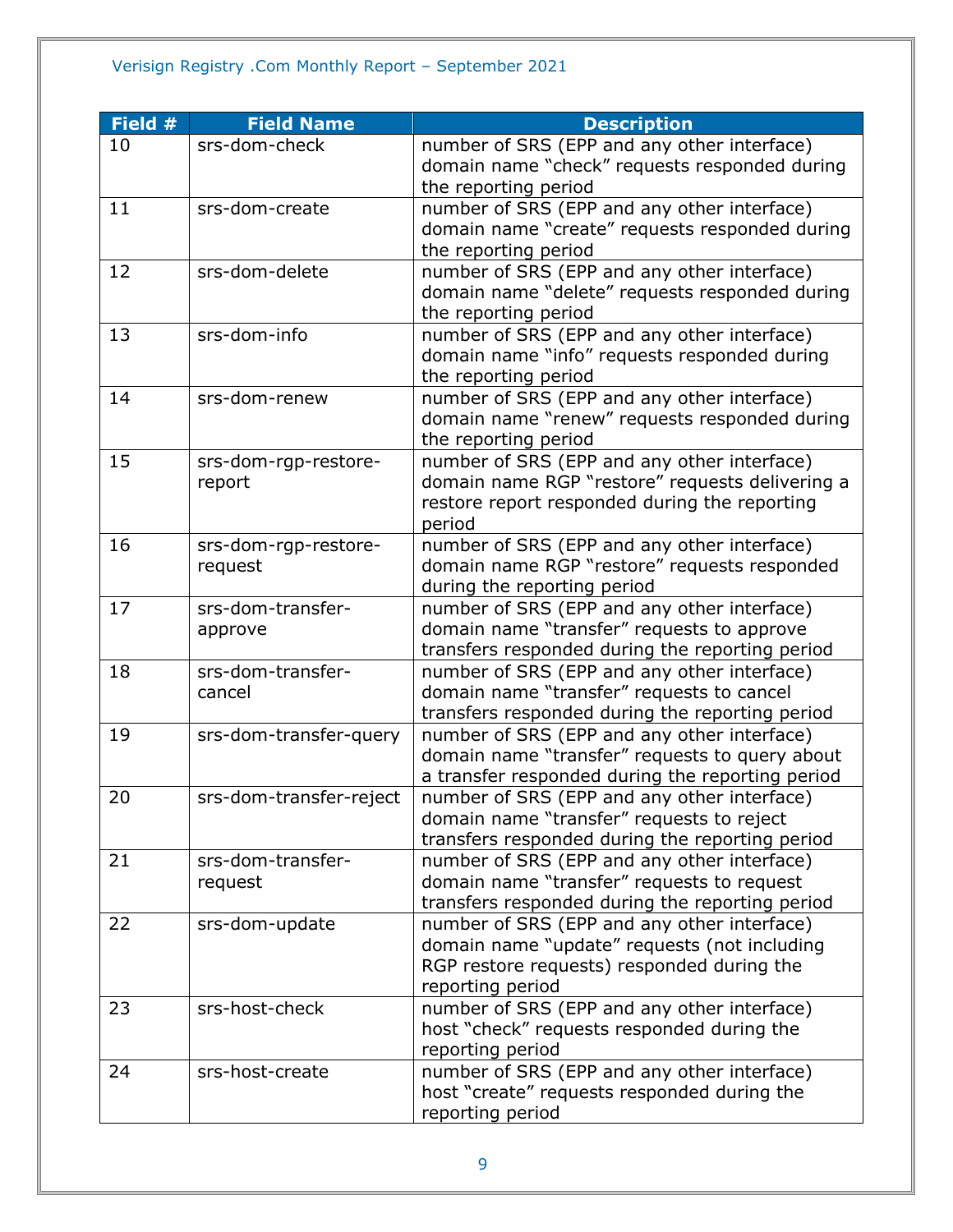| Field # | Field Name | Description |
| --- | --- | --- |
| 10 | srs-dom-check | number of SRS (EPP and any other interface) domain name “check” requests responded during the reporting period |
| 11 | srs-dom-create | number of SRS (EPP and any other interface) domain name “create” requests responded during the reporting period |
| 12 | srs-dom-delete | number of SRS (EPP and any other interface) domain name “delete” requests responded during the reporting period |
| 13 | srs-dom-info | number of SRS (EPP and any other interface) domain name “info” requests responded during the reporting period |
| 14 | srs-dom-renew | number of SRS (EPP and any other interface) domain name “renew” requests responded during the reporting period |
| 15 | srs-dom-rgp-restore-report | number of SRS (EPP and any other interface) domain name RGP “restore” requests delivering a restore report responded during the reporting period |
| 16 | srs-dom-rgp-restore-request | number of SRS (EPP and any other interface) domain name RGP “restore” requests responded during the reporting period |
| 17 | srs-dom-transfer-approve | number of SRS (EPP and any other interface) domain name “transfer” requests to approve transfers responded during the reporting period |
| 18 | srs-dom-transfer-cancel | number of SRS (EPP and any other interface) domain name “transfer” requests to cancel transfers responded during the reporting period |
| 19 | srs-dom-transfer-query | number of SRS (EPP and any other interface) domain name “transfer” requests to query about a transfer responded during the reporting period |
| 20 | srs-dom-transfer-reject | number of SRS (EPP and any other interface) domain name “transfer” requests to reject transfers responded during the reporting period |
| 21 | srs-dom-transfer-request | number of SRS (EPP and any other interface) domain name “transfer” requests to request transfers responded during the reporting period |
| 22 | srs-dom-update | number of SRS (EPP and any other interface) domain name “update” requests (not including RGP restore requests) responded during the reporting period |
| 23 | srs-host-check | number of SRS (EPP and any other interface) host “check” requests responded during the reporting period |
| 24 | srs-host-create | number of SRS (EPP and any other interface) host “create” requests responded during the reporting period |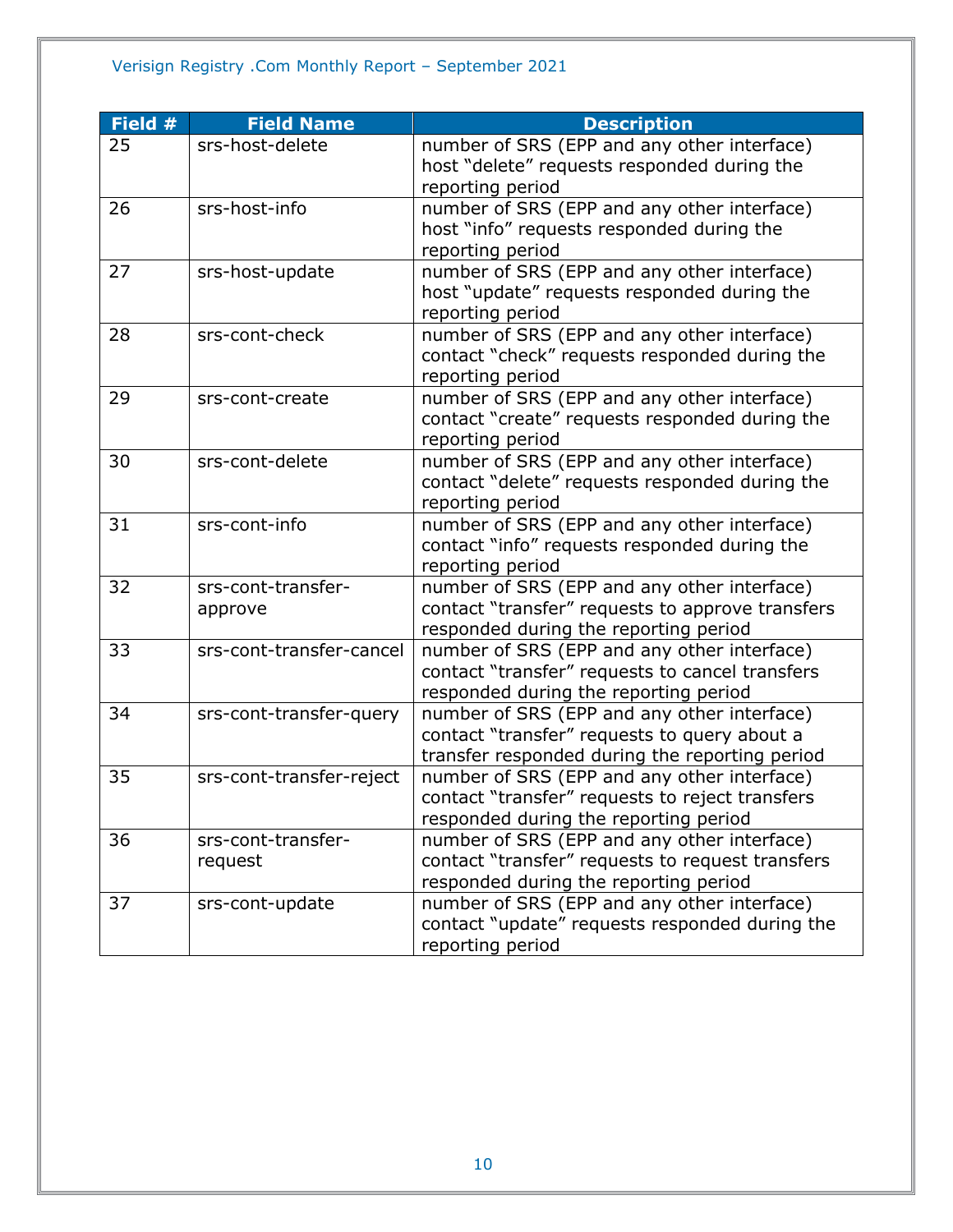| Field # | Field Name | Description |
|---|---|---|
| 25 | srs-host-delete | number of SRS (EPP and any other interface) host "delete" requests responded during the reporting period |
| 26 | srs-host-info | number of SRS (EPP and any other interface) host "info" requests responded during the reporting period |
| 27 | srs-host-update | number of SRS (EPP and any other interface) host "update" requests responded during the reporting period |
| 28 | srs-cont-check | number of SRS (EPP and any other interface) contact "check" requests responded during the reporting period |
| 29 | srs-cont-create | number of SRS (EPP and any other interface) contact "create" requests responded during the reporting period |
| 30 | srs-cont-delete | number of SRS (EPP and any other interface) contact "delete" requests responded during the reporting period |
| 31 | srs-cont-info | number of SRS (EPP and any other interface) contact "info" requests responded during the reporting period |
| 32 | srs-cont-transfer-approve | number of SRS (EPP and any other interface) contact "transfer" requests to approve transfers responded during the reporting period |
| 33 | srs-cont-transfer-cancel | number of SRS (EPP and any other interface) contact "transfer" requests to cancel transfers responded during the reporting period |
| 34 | srs-cont-transfer-query | number of SRS (EPP and any other interface) contact "transfer" requests to query about a transfer responded during the reporting period |
| 35 | srs-cont-transfer-reject | number of SRS (EPP and any other interface) contact "transfer" requests to reject transfers responded during the reporting period |
| 36 | srs-cont-transfer-request | number of SRS (EPP and any other interface) contact "transfer" requests to request transfers responded during the reporting period |
| 37 | srs-cont-update | number of SRS (EPP and any other interface) contact "update" requests responded during the reporting period |